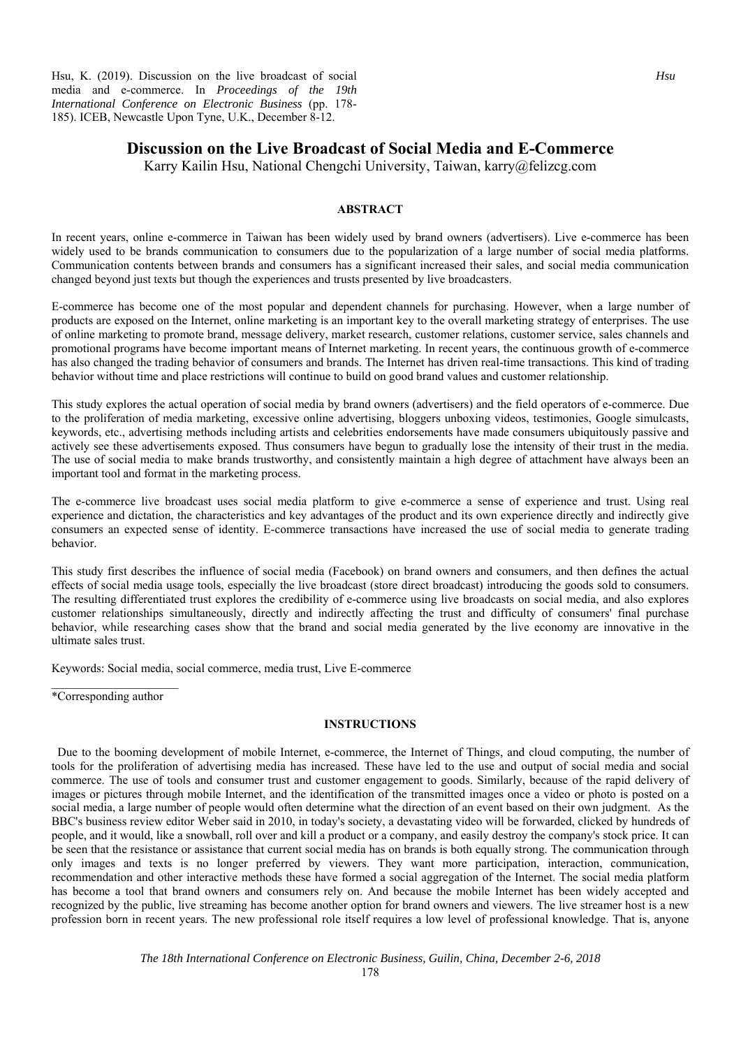Hsu, K. (2019). Discussion on the live broadcast of social media and e-commerce. In *Proceedings of the 19th International Conference on Electronic Business* (pp. 178-185). ICEB, Newcastle Upon Tyne, U.K., December 8-12.

# Discussion on the Live Broadcast of Social Media and E-Commerce

Karry Kailin Hsu, National Chengchi University, Taiwan, karry@felizcg.com

## ABSTRACT

In recent years, online e-commerce in Taiwan has been widely used by brand owners (advertisers). Live e-commerce has been widely used to be brands communication to consumers due to the popularization of a large number of social media platforms. Communication contents between brands and consumers has a significant increased their sales, and social media communication changed beyond just texts but though the experiences and trusts presented by live broadcasters.

E-commerce has become one of the most popular and dependent channels for purchasing. However, when a large number of products are exposed on the Internet, online marketing is an important key to the overall marketing strategy of enterprises. The use of online marketing to promote brand, message delivery, market research, customer relations, customer service, sales channels and promotional programs have become important means of Internet marketing. In recent years, the continuous growth of e-commerce has also changed the trading behavior of consumers and brands. The Internet has driven real-time transactions. This kind of trading behavior without time and place restrictions will continue to build on good brand values and customer relationship.

This study explores the actual operation of social media by brand owners (advertisers) and the field operators of e-commerce. Due to the proliferation of media marketing, excessive online advertising, bloggers unboxing videos, testimonies, Google simulcasts, keywords, etc., advertising methods including artists and celebrities endorsements have made consumers ubiquitously passive and actively see these advertisements exposed. Thus consumers have begun to gradually lose the intensity of their trust in the media. The use of social media to make brands trustworthy, and consistently maintain a high degree of attachment have always been an important tool and format in the marketing process.

The e-commerce live broadcast uses social media platform to give e-commerce a sense of experience and trust. Using real experience and dictation, the characteristics and key advantages of the product and its own experience directly and indirectly give consumers an expected sense of identity. E-commerce transactions have increased the use of social media to generate trading behavior.

This study first describes the influence of social media (Facebook) on brand owners and consumers, and then defines the actual effects of social media usage tools, especially the live broadcast (store direct broadcast) introducing the goods sold to consumers. The resulting differentiated trust explores the credibility of e-commerce using live broadcasts on social media, and also explores customer relationships simultaneously, directly and indirectly affecting the trust and difficulty of consumers' final purchase behavior, while researching cases show that the brand and social media generated by the live economy are innovative in the ultimate sales trust.

Keywords: Social media, social commerce, media trust, Live E-commerce

*Corresponding author

## INSTRUCTIONS

Due to the booming development of mobile Internet, e-commerce, the Internet of Things, and cloud computing, the number of tools for the proliferation of advertising media has increased. These have led to the use and output of social media and social commerce. The use of tools and consumer trust and customer engagement to goods. Similarly, because of the rapid delivery of images or pictures through mobile Internet, and the identification of the transmitted images once a video or photo is posted on a social media, a large number of people would often determine what the direction of an event based on their own judgment. As the BBC's business review editor Weber said in 2010, in today's society, a devastating video will be forwarded, clicked by hundreds of people, and it would, like a snowball, roll over and kill a product or a company, and easily destroy the company's stock price. It can be seen that the resistance or assistance that current social media has on brands is both equally strong. The communication through only images and texts is no longer preferred by viewers. They want more participation, interaction, communication, recommendation and other interactive methods these have formed a social aggregation of the Internet. The social media platform has become a tool that brand owners and consumers rely on. And because the mobile Internet has been widely accepted and recognized by the public, live streaming has become another option for brand owners and viewers. The live streamer host is a new profession born in recent years. The new professional role itself requires a low level of professional knowledge. That is, anyone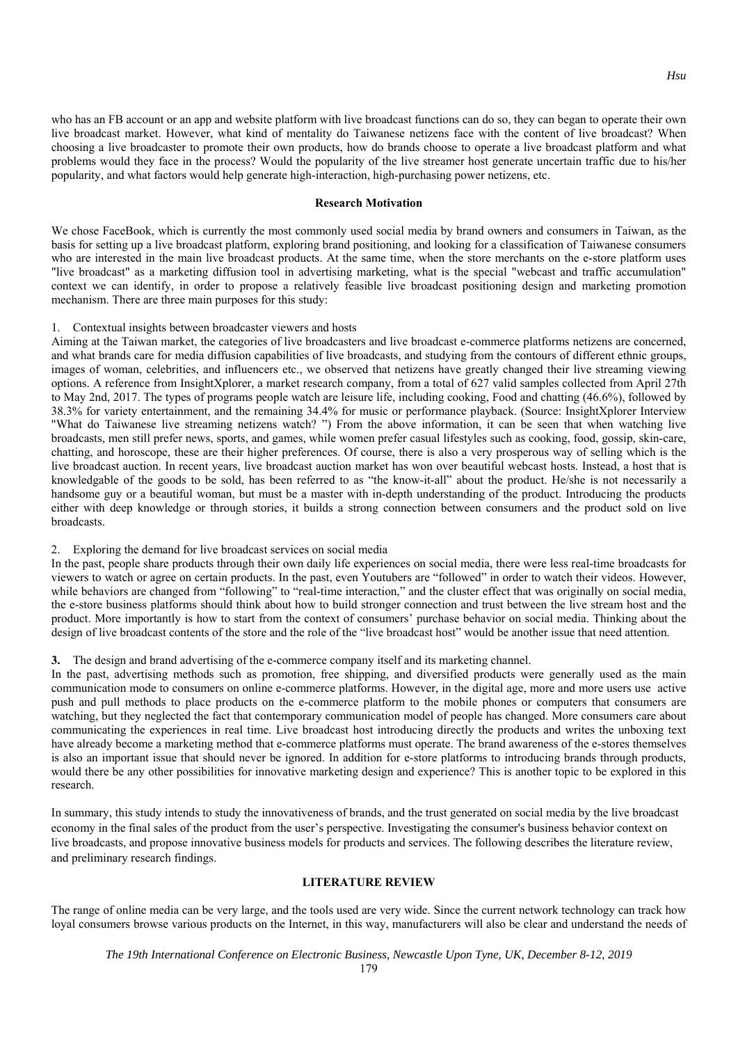who has an FB account or an app and website platform with live broadcast functions can do so, they can began to operate their own live broadcast market. However, what kind of mentality do Taiwanese netizens face with the content of live broadcast? When choosing a live broadcaster to promote their own products, how do brands choose to operate a live broadcast platform and what problems would they face in the process? Would the popularity of the live streamer host generate uncertain traffic due to his/her popularity, and what factors would help generate high-interaction, high-purchasing power netizens, etc.

## Research Motivation

We chose FaceBook, which is currently the most commonly used social media by brand owners and consumers in Taiwan, as the basis for setting up a live broadcast platform, exploring brand positioning, and looking for a classification of Taiwanese consumers who are interested in the main live broadcast products. At the same time, when the store merchants on the e-store platform uses "live broadcast" as a marketing diffusion tool in advertising marketing, what is the special "webcast and traffic accumulation" context we can identify, in order to propose a relatively feasible live broadcast positioning design and marketing promotion mechanism. There are three main purposes for this study:

1. Contextual insights between broadcaster viewers and hosts

Aiming at the Taiwan market, the categories of live broadcasters and live broadcast e-commerce platforms netizens are concerned, and what brands care for media diffusion capabilities of live broadcasts, and studying from the contours of different ethnic groups, images of woman, celebrities, and influencers etc., we observed that netizens have greatly changed their live streaming viewing options. A reference from InsightXplorer, a market research company, from a total of 627 valid samples collected from April 27th to May 2nd, 2017. The types of programs people watch are leisure life, including cooking, Food and chatting (46.6%), followed by 38.3% for variety entertainment, and the remaining 34.4% for music or performance playback. (Source: InsightXplorer Interview "What do Taiwanese live streaming netizens watch? ") From the above information, it can be seen that when watching live broadcasts, men still prefer news, sports, and games, while women prefer casual lifestyles such as cooking, food, gossip, skin-care, chatting, and horoscope, these are their higher preferences. Of course, there is also a very prosperous way of selling which is the live broadcast auction. In recent years, live broadcast auction market has won over beautiful webcast hosts. Instead, a host that is knowledgable of the goods to be sold, has been referred to as "the know-it-all" about the product. He/she is not necessarily a handsome guy or a beautiful woman, but must be a master with in-depth understanding of the product. Introducing the products either with deep knowledge or through stories, it builds a strong connection between consumers and the product sold on live broadcasts.

2. Exploring the demand for live broadcast services on social media

In the past, people share products through their own daily life experiences on social media, there were less real-time broadcasts for viewers to watch or agree on certain products. In the past, even Youtubers are "followed" in order to watch their videos. However, while behaviors are changed from "following" to "real-time interaction," and the cluster effect that was originally on social media, the e-store business platforms should think about how to build stronger connection and trust between the live stream host and the product. More importantly is how to start from the context of consumers' purchase behavior on social media. Thinking about the design of live broadcast contents of the store and the role of the "live broadcast host" would be another issue that need attention.

**3.** The design and brand advertising of the e-commerce company itself and its marketing channel.

In the past, advertising methods such as promotion, free shipping, and diversified products were generally used as the main communication mode to consumers on online e-commerce platforms. However, in the digital age, more and more users use active push and pull methods to place products on the e-commerce platform to the mobile phones or computers that consumers are watching, but they neglected the fact that contemporary communication model of people has changed. More consumers care about communicating the experiences in real time. Live broadcast host introducing directly the products and writes the unboxing text have already become a marketing method that e-commerce platforms must operate. The brand awareness of the e-stores themselves is also an important issue that should never be ignored. In addition for e-store platforms to introducing brands through products, would there be any other possibilities for innovative marketing design and experience? This is another topic to be explored in this research.

In summary, this study intends to study the innovativeness of brands, and the trust generated on social media by the live broadcast economy in the final sales of the product from the user's perspective. Investigating the consumer's business behavior context on live broadcasts, and propose innovative business models for products and services. The following describes the literature review, and preliminary research findings.

## LITERATURE REVIEW

The range of online media can be very large, and the tools used are very wide. Since the current network technology can track how loyal consumers browse various products on the Internet, in this way, manufacturers will also be clear and understand the needs of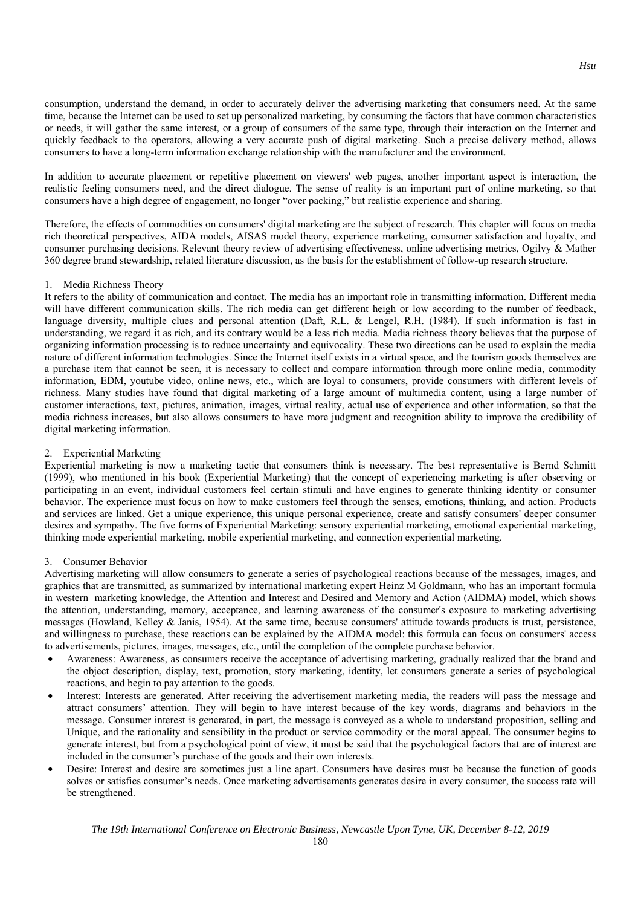consumption, understand the demand, in order to accurately deliver the advertising marketing that consumers need. At the same time, because the Internet can be used to set up personalized marketing, by consuming the factors that have common characteristics or needs, it will gather the same interest, or a group of consumers of the same type, through their interaction on the Internet and quickly feedback to the operators, allowing a very accurate push of digital marketing. Such a precise delivery method, allows consumers to have a long-term information exchange relationship with the manufacturer and the environment.

In addition to accurate placement or repetitive placement on viewers' web pages, another important aspect is interaction, the realistic feeling consumers need, and the direct dialogue. The sense of reality is an important part of online marketing, so that consumers have a high degree of engagement, no longer "over packing," but realistic experience and sharing.

Therefore, the effects of commodities on consumers' digital marketing are the subject of research. This chapter will focus on media rich theoretical perspectives, AIDA models, AISAS model theory, experience marketing, consumer satisfaction and loyalty, and consumer purchasing decisions. Relevant theory review of advertising effectiveness, online advertising metrics, Ogilvy & Mather 360 degree brand stewardship, related literature discussion, as the basis for the establishment of follow-up research structure.

1. Media Richness Theory

It refers to the ability of communication and contact. The media has an important role in transmitting information. Different media will have different communication skills. The rich media can get different heigh or low according to the number of feedback, language diversity, multiple clues and personal attention (Daft, R.L. & Lengel, R.H. (1984). If such information is fast in understanding, we regard it as rich, and its contrary would be a less rich media. Media richness theory believes that the purpose of organizing information processing is to reduce uncertainty and equivocality. These two directions can be used to explain the media nature of different information technologies. Since the Internet itself exists in a virtual space, and the tourism goods themselves are a purchase item that cannot be seen, it is necessary to collect and compare information through more online media, commodity information, EDM, youtube video, online news, etc., which are loyal to consumers, provide consumers with different levels of richness. Many studies have found that digital marketing of a large amount of multimedia content, using a large number of customer interactions, text, pictures, animation, images, virtual reality, actual use of experience and other information, so that the media richness increases, but also allows consumers to have more judgment and recognition ability to improve the credibility of digital marketing information.

2. Experiential Marketing

Experiential marketing is now a marketing tactic that consumers think is necessary. The best representative is Bernd Schmitt (1999), who mentioned in his book (Experiential Marketing) that the concept of experiencing marketing is after observing or participating in an event, individual customers feel certain stimuli and have engines to generate thinking identity or consumer behavior. The experience must focus on how to make customers feel through the senses, emotions, thinking, and action. Products and services are linked. Get a unique experience, this unique personal experience, create and satisfy consumers' deeper consumer desires and sympathy. The five forms of Experiential Marketing: sensory experiential marketing, emotional experiential marketing, thinking mode experiential marketing, mobile experiential marketing, and connection experiential marketing.

3. Consumer Behavior

Advertising marketing will allow consumers to generate a series of psychological reactions because of the messages, images, and graphics that are transmitted, as summarized by international marketing expert Heinz M Goldmann, who has an important formula in western marketing knowledge, the Attention and Interest and Desired and Memory and Action (AIDMA) model, which shows the attention, understanding, memory, acceptance, and learning awareness of the consumer's exposure to marketing advertising messages (Howland, Kelley & Janis, 1954). At the same time, because consumers' attitude towards products is trust, persistence, and willingness to purchase, these reactions can be explained by the AIDMA model: this formula can focus on consumers' access to advertisements, pictures, images, messages, etc., until the completion of the complete purchase behavior.

- Awareness: Awareness, as consumers receive the acceptance of advertising marketing, gradually realized that the brand and the object description, display, text, promotion, story marketing, identity, let consumers generate a series of psychological reactions, and begin to pay attention to the goods.
- Interest: Interests are generated. After receiving the advertisement marketing media, the readers will pass the message and attract consumers' attention. They will begin to have interest because of the key words, diagrams and behaviors in the message. Consumer interest is generated, in part, the message is conveyed as a whole to understand proposition, selling and Unique, and the rationality and sensibility in the product or service commodity or the moral appeal. The consumer begins to generate interest, but from a psychological point of view, it must be said that the psychological factors that are of interest are included in the consumer's purchase of the goods and their own interests.
- Desire: Interest and desire are sometimes just a line apart. Consumers have desires must be because the function of goods solves or satisfies consumer's needs. Once marketing advertisements generates desire in every consumer, the success rate will be strengthened.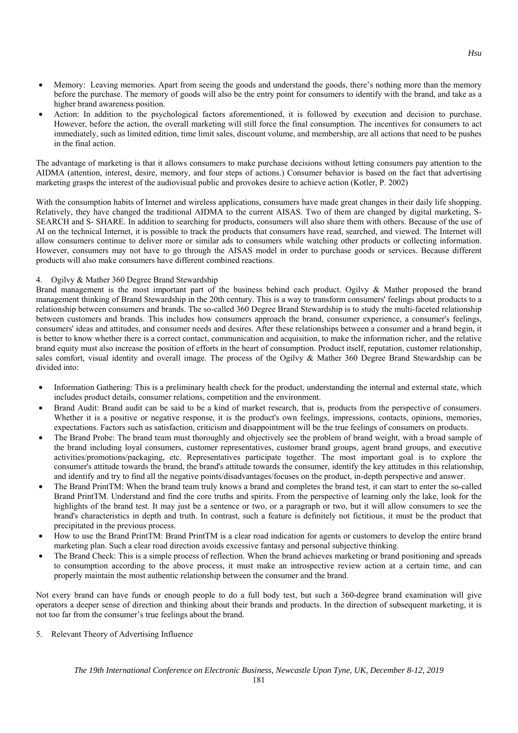- Memory: Leaving memories. Apart from seeing the goods and understand the goods, there's nothing more than the memory before the purchase. The memory of goods will also be the entry point for consumers to identify with the brand, and take as a higher brand awareness position.
- Action: In addition to the psychological factors aforementioned, it is followed by execution and decision to purchase. However, before the action, the overall marketing will still force the final consumption. The incentives for consumers to act immediately, such as limited edition, time limit sales, discount volume, and membership, are all actions that need to be pushes in the final action.

The advantage of marketing is that it allows consumers to make purchase decisions without letting consumers pay attention to the AIDMA (attention, interest, desire, memory, and four steps of actions.) Consumer behavior is based on the fact that advertising marketing grasps the interest of the audiovisual public and provokes desire to achieve action (Kotler, P. 2002)

With the consumption habits of Internet and wireless applications, consumers have made great changes in their daily life shopping. Relatively, they have changed the traditional AIDMA to the current AISAS. Two of them are changed by digital marketing, S-SEARCH and S- SHARE. In addition to searching for products, consumers will also share them with others. Because of the use of AI on the technical Internet, it is possible to track the products that consumers have read, searched, and viewed. The Internet will allow consumers continue to deliver more or similar ads to consumers while watching other products or collecting information. However, consumers may not have to go through the AISAS model in order to purchase goods or services. Because different products will also make consumers have different combined reactions.

4. Ogilvy & Mather 360 Degree Brand Stewardship

Brand management is the most important part of the business behind each product. Ogilvy & Mather proposed the brand management thinking of Brand Stewardship in the 20th century. This is a way to transform consumers' feelings about products to a relationship between consumers and brands. The so-called 360 Degree Brand Stewardship is to study the multi-faceted relationship between customers and brands. This includes how consumers approach the brand, consumer experience, a consumer's feelings, consumers' ideas and attitudes, and consumer needs and desires. After these relationships between a consumer and a brand begin, it is better to know whether there is a correct contact, communication and acquisition, to make the information richer, and the relative brand equity must also increase the position of efforts in the heart of consumption. Product itself, reputation, customer relationship, sales comfort, visual identity and overall image. The process of the Ogilvy & Mather 360 Degree Brand Stewardship can be divided into:

- Information Gathering: This is a preliminary health check for the product, understanding the internal and external state, which includes product details, consumer relations, competition and the environment.
- Brand Audit: Brand audit can be said to be a kind of market research, that is, products from the perspective of consumers. Whether it is a positive or negative response, it is the product's own feelings, impressions, contacts, opinions, memories, expectations. Factors such as satisfaction, criticism and disappointment will be the true feelings of consumers on products.
- The Brand Probe: The brand team must thoroughly and objectively see the problem of brand weight, with a broad sample of the brand including loyal consumers, customer representatives, customer brand groups, agent brand groups, and executive activities/promotions/packaging, etc. Representatives participate together. The most important goal is to explore the consumer's attitude towards the brand, the brand's attitude towards the consumer, identify the key attitudes in this relationship, and identify and try to find all the negative points/disadvantages/focuses on the product, in-depth perspective and answer.
- The Brand PrintTM: When the brand team truly knows a brand and completes the brand test, it can start to enter the so-called Brand PrintTM. Understand and find the core truths and spirits. From the perspective of learning only the lake, look for the highlights of the brand test. It may just be a sentence or two, or a paragraph or two, but it will allow consumers to see the brand's characteristics in depth and truth. In contrast, such a feature is definitely not fictitious, it must be the product that precipitated in the previous process.
- How to use the Brand PrintTM: Brand PrintTM is a clear road indication for agents or customers to develop the entire brand marketing plan. Such a clear road direction avoids excessive fantasy and personal subjective thinking.
- The Brand Check: This is a simple process of reflection. When the brand achieves marketing or brand positioning and spreads to consumption according to the above process, it must make an introspective review action at a certain time, and can properly maintain the most authentic relationship between the consumer and the brand.

Not every brand can have funds or enough people to do a full body test, but such a 360-degree brand examination will give operators a deeper sense of direction and thinking about their brands and products. In the direction of subsequent marketing, it is not too far from the consumer's true feelings about the brand.

5. Relevant Theory of Advertising Influence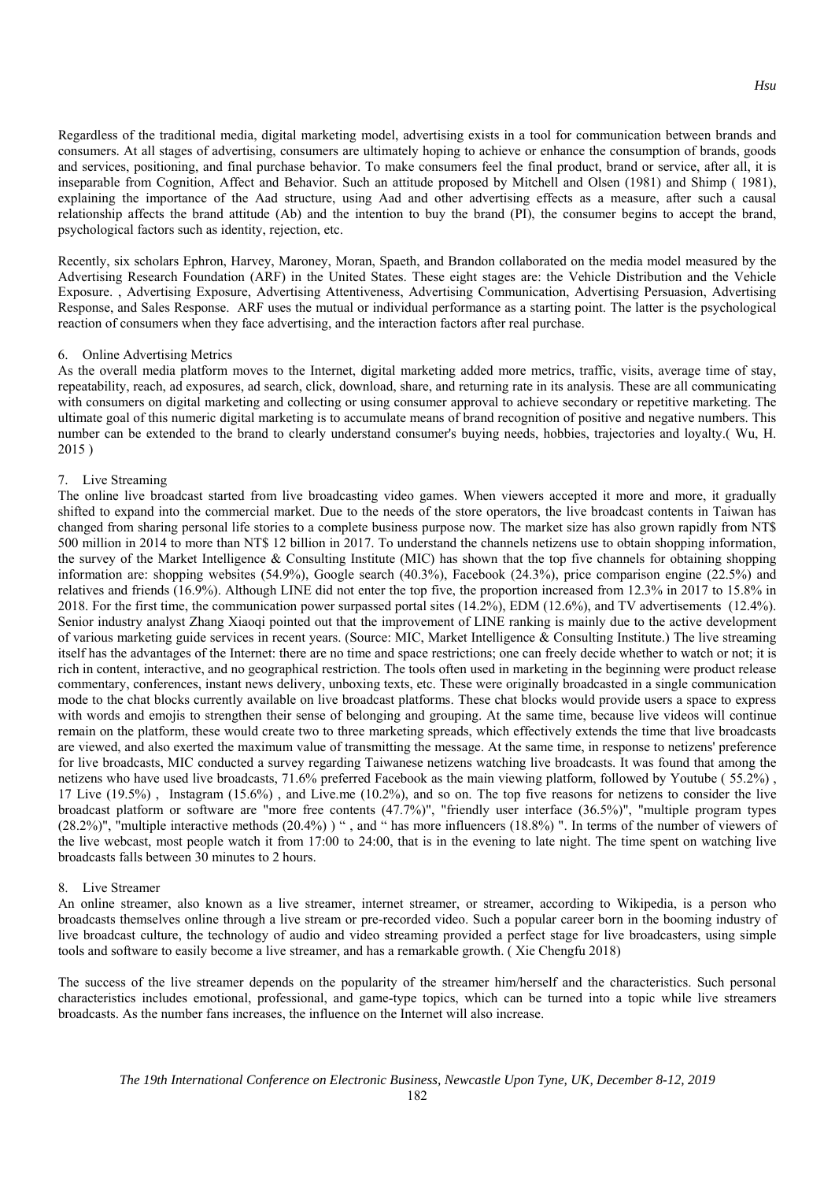Regardless of the traditional media, digital marketing model, advertising exists in a tool for communication between brands and consumers. At all stages of advertising, consumers are ultimately hoping to achieve or enhance the consumption of brands, goods and services, positioning, and final purchase behavior. To make consumers feel the final product, brand or service, after all, it is inseparable from Cognition, Affect and Behavior. Such an attitude proposed by Mitchell and Olsen (1981) and Shimp ( 1981), explaining the importance of the Aad structure, using Aad and other advertising effects as a measure, after such a causal relationship affects the brand attitude (Ab) and the intention to buy the brand (PI), the consumer begins to accept the brand, psychological factors such as identity, rejection, etc.

Recently, six scholars Ephron, Harvey, Maroney, Moran, Spaeth, and Brandon collaborated on the media model measured by the Advertising Research Foundation (ARF) in the United States. These eight stages are: the Vehicle Distribution and the Vehicle Exposure. , Advertising Exposure, Advertising Attentiveness, Advertising Communication, Advertising Persuasion, Advertising Response, and Sales Response. ARF uses the mutual or individual performance as a starting point. The latter is the psychological reaction of consumers when they face advertising, and the interaction factors after real purchase.

## 6. Online Advertising Metrics

As the overall media platform moves to the Internet, digital marketing added more metrics, traffic, visits, average time of stay, repeatability, reach, ad exposures, ad search, click, download, share, and returning rate in its analysis. These are all communicating with consumers on digital marketing and collecting or using consumer approval to achieve secondary or repetitive marketing. The ultimate goal of this numeric digital marketing is to accumulate means of brand recognition of positive and negative numbers. This number can be extended to the brand to clearly understand consumer's buying needs, hobbies, trajectories and loyalty.( Wu, H. 2015 )

## 7. Live Streaming

The online live broadcast started from live broadcasting video games. When viewers accepted it more and more, it gradually shifted to expand into the commercial market. Due to the needs of the store operators, the live broadcast contents in Taiwan has changed from sharing personal life stories to a complete business purpose now. The market size has also grown rapidly from NT$ 500 million in 2014 to more than NT$ 12 billion in 2017. To understand the channels netizens use to obtain shopping information, the survey of the Market Intelligence & Consulting Institute (MIC) has shown that the top five channels for obtaining shopping information are: shopping websites (54.9%), Google search (40.3%), Facebook (24.3%), price comparison engine (22.5%) and relatives and friends (16.9%). Although LINE did not enter the top five, the proportion increased from 12.3% in 2017 to 15.8% in 2018. For the first time, the communication power surpassed portal sites (14.2%), EDM (12.6%), and TV advertisements (12.4%). Senior industry analyst Zhang Xiaoqi pointed out that the improvement of LINE ranking is mainly due to the active development of various marketing guide services in recent years. (Source: MIC, Market Intelligence & Consulting Institute.) The live streaming itself has the advantages of the Internet: there are no time and space restrictions; one can freely decide whether to watch or not; it is rich in content, interactive, and no geographical restriction. The tools often used in marketing in the beginning were product release commentary, conferences, instant news delivery, unboxing texts, etc. These were originally broadcasted in a single communication mode to the chat blocks currently available on live broadcast platforms. These chat blocks would provide users a space to express with words and emojis to strengthen their sense of belonging and grouping. At the same time, because live videos will continue remain on the platform, these would create two to three marketing spreads, which effectively extends the time that live broadcasts are viewed, and also exerted the maximum value of transmitting the message. At the same time, in response to netizens' preference for live broadcasts, MIC conducted a survey regarding Taiwanese netizens watching live broadcasts. It was found that among the netizens who have used live broadcasts, 71.6% preferred Facebook as the main viewing platform, followed by Youtube ( 55.2%) , 17 Live (19.5%) , Instagram (15.6%) , and Live.me (10.2%), and so on. The top five reasons for netizens to consider the live broadcast platform or software are "more free contents (47.7%)", "friendly user interface (36.5%)", "multiple program types (28.2%)", "multiple interactive methods (20.4%) ) " , and " has more influencers (18.8%) ". In terms of the number of viewers of the live webcast, most people watch it from 17:00 to 24:00, that is in the evening to late night. The time spent on watching live broadcasts falls between 30 minutes to 2 hours.

## 8. Live Streamer

An online streamer, also known as a live streamer, internet streamer, or streamer, according to Wikipedia, is a person who broadcasts themselves online through a live stream or pre-recorded video. Such a popular career born in the booming industry of live broadcast culture, the technology of audio and video streaming provided a perfect stage for live broadcasters, using simple tools and software to easily become a live streamer, and has a remarkable growth. ( Xie Chengfu 2018)

The success of the live streamer depends on the popularity of the streamer him/herself and the characteristics. Such personal characteristics includes emotional, professional, and game-type topics, which can be turned into a topic while live streamers broadcasts. As the number fans increases, the influence on the Internet will also increase.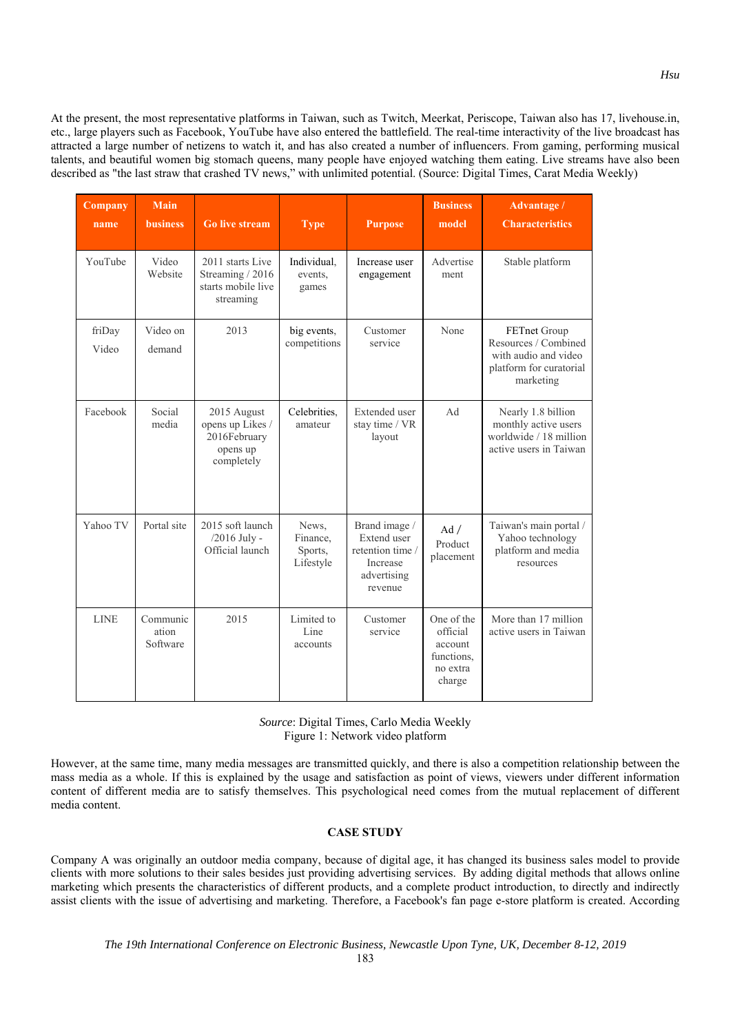At the present, the most representative platforms in Taiwan, such as Twitch, Meerkat, Periscope, Taiwan also has 17, livehouse.in, etc., large players such as Facebook, YouTube have also entered the battlefield. The real-time interactivity of the live broadcast has attracted a large number of netizens to watch it, and has also created a number of influencers. From gaming, performing musical talents, and beautiful women big stomach queens, many people have enjoyed watching them eating. Live streams have also been described as "the last straw that crashed TV news," with unlimited potential. (Source: Digital Times, Carat Media Weekly)

| Company name | Main business | Go live stream | Type | Purpose | Business model | Advantage / Characteristics |
|---|---|---|---|---|---|---|
| YouTube | Video Website | 2011 starts Live Streaming / 2016 starts mobile live streaming | Individual, events, games | Increase user engagement | Advertisement | Stable platform |
| friDay Video | Video on demand | 2013 | big events, competitions | Customer service | None | FETnet Group Resources / Combined with audio and video platform for curatorial marketing |
| Facebook | Social media | 2015 August opens up Likes / 2016February opens up completely | Celebrities, amateur | Extended user stay time / VR layout | Ad | Nearly 1.8 billion monthly active users worldwide / 18 million active users in Taiwan |
| Yahoo TV | Portal site | 2015 soft launch /2016 July - Official launch | News, Finance, Sports, Lifestyle | Brand image / Extend user retention time / Increase advertising revenue | Ad / Product placement | Taiwan's main portal / Yahoo technology platform and media resources |
| LINE | Communication Software | 2015 | Limited to Line accounts | Customer service | One of the official account functions, no extra charge | More than 17 million active users in Taiwan |

*Source*: Digital Times, Carlo Media Weekly
Figure 1: Network video platform

However, at the same time, many media messages are transmitted quickly, and there is also a competition relationship between the mass media as a whole. If this is explained by the usage and satisfaction as point of views, viewers under different information content of different media are to satisfy themselves. This psychological need comes from the mutual replacement of different media content.

## CASE STUDY

Company A was originally an outdoor media company, because of digital age, it has changed its business sales model to provide clients with more solutions to their sales besides just providing advertising services. By adding digital methods that allows online marketing which presents the characteristics of different products, and a complete product introduction, to directly and indirectly assist clients with the issue of advertising and marketing. Therefore, a Facebook's fan page e-store platform is created. According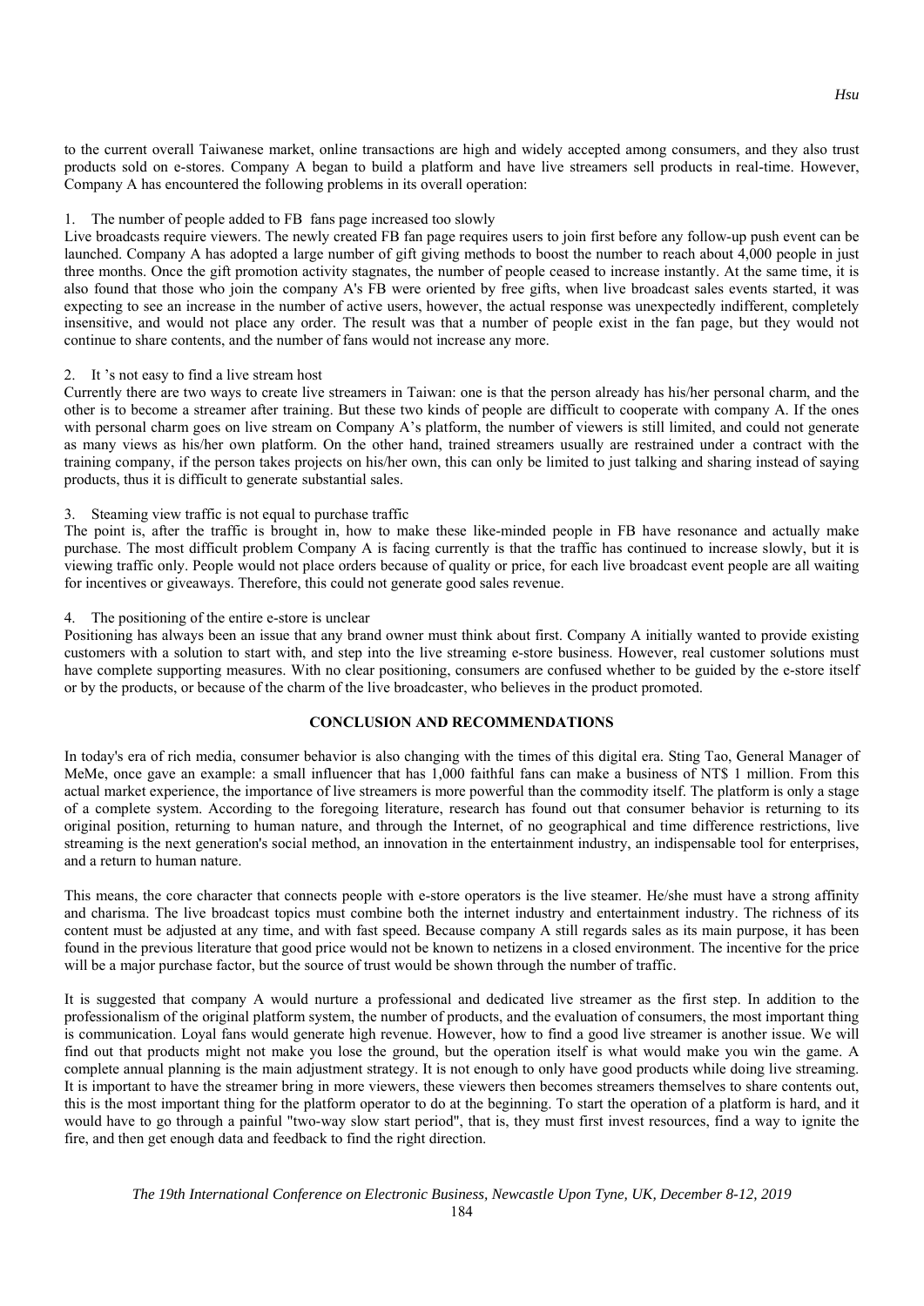to the current overall Taiwanese market, online transactions are high and widely accepted among consumers, and they also trust products sold on e-stores. Company A began to build a platform and have live streamers sell products in real-time. However, Company A has encountered the following problems in its overall operation:

1. The number of people added to FB fans page increased too slowly

Live broadcasts require viewers. The newly created FB fan page requires users to join first before any follow-up push event can be launched. Company A has adopted a large number of gift giving methods to boost the number to reach about 4,000 people in just three months. Once the gift promotion activity stagnates, the number of people ceased to increase instantly. At the same time, it is also found that those who join the company A's FB were oriented by free gifts, when live broadcast sales events started, it was expecting to see an increase in the number of active users, however, the actual response was unexpectedly indifferent, completely insensitive, and would not place any order. The result was that a number of people exist in the fan page, but they would not continue to share contents, and the number of fans would not increase any more.

2. It 's not easy to find a live stream host

Currently there are two ways to create live streamers in Taiwan: one is that the person already has his/her personal charm, and the other is to become a streamer after training. But these two kinds of people are difficult to cooperate with company A. If the ones with personal charm goes on live stream on Company A's platform, the number of viewers is still limited, and could not generate as many views as his/her own platform. On the other hand, trained streamers usually are restrained under a contract with the training company, if the person takes projects on his/her own, this can only be limited to just talking and sharing instead of saying products, thus it is difficult to generate substantial sales.

3. Steaming view traffic is not equal to purchase traffic

The point is, after the traffic is brought in, how to make these like-minded people in FB have resonance and actually make purchase. The most difficult problem Company A is facing currently is that the traffic has continued to increase slowly, but it is viewing traffic only. People would not place orders because of quality or price, for each live broadcast event people are all waiting for incentives or giveaways. Therefore, this could not generate good sales revenue.

4. The positioning of the entire e-store is unclear

Positioning has always been an issue that any brand owner must think about first. Company A initially wanted to provide existing customers with a solution to start with, and step into the live streaming e-store business. However, real customer solutions must have complete supporting measures. With no clear positioning, consumers are confused whether to be guided by the e-store itself or by the products, or because of the charm of the live broadcaster, who believes in the product promoted.

## CONCLUSION AND RECOMMENDATIONS

In today's era of rich media, consumer behavior is also changing with the times of this digital era. Sting Tao, General Manager of MeMe, once gave an example: a small influencer that has 1,000 faithful fans can make a business of NT$ 1 million. From this actual market experience, the importance of live streamers is more powerful than the commodity itself. The platform is only a stage of a complete system. According to the foregoing literature, research has found out that consumer behavior is returning to its original position, returning to human nature, and through the Internet, of no geographical and time difference restrictions, live streaming is the next generation's social method, an innovation in the entertainment industry, an indispensable tool for enterprises, and a return to human nature.

This means, the core character that connects people with e-store operators is the live steamer. He/she must have a strong affinity and charisma. The live broadcast topics must combine both the internet industry and entertainment industry. The richness of its content must be adjusted at any time, and with fast speed. Because company A still regards sales as its main purpose, it has been found in the previous literature that good price would not be known to netizens in a closed environment. The incentive for the price will be a major purchase factor, but the source of trust would be shown through the number of traffic.

It is suggested that company A would nurture a professional and dedicated live streamer as the first step. In addition to the professionalism of the original platform system, the number of products, and the evaluation of consumers, the most important thing is communication. Loyal fans would generate high revenue. However, how to find a good live streamer is another issue. We will find out that products might not make you lose the ground, but the operation itself is what would make you win the game. A complete annual planning is the main adjustment strategy. It is not enough to only have good products while doing live streaming. It is important to have the streamer bring in more viewers, these viewers then becomes streamers themselves to share contents out, this is the most important thing for the platform operator to do at the beginning. To start the operation of a platform is hard, and it would have to go through a painful "two-way slow start period", that is, they must first invest resources, find a way to ignite the fire, and then get enough data and feedback to find the right direction.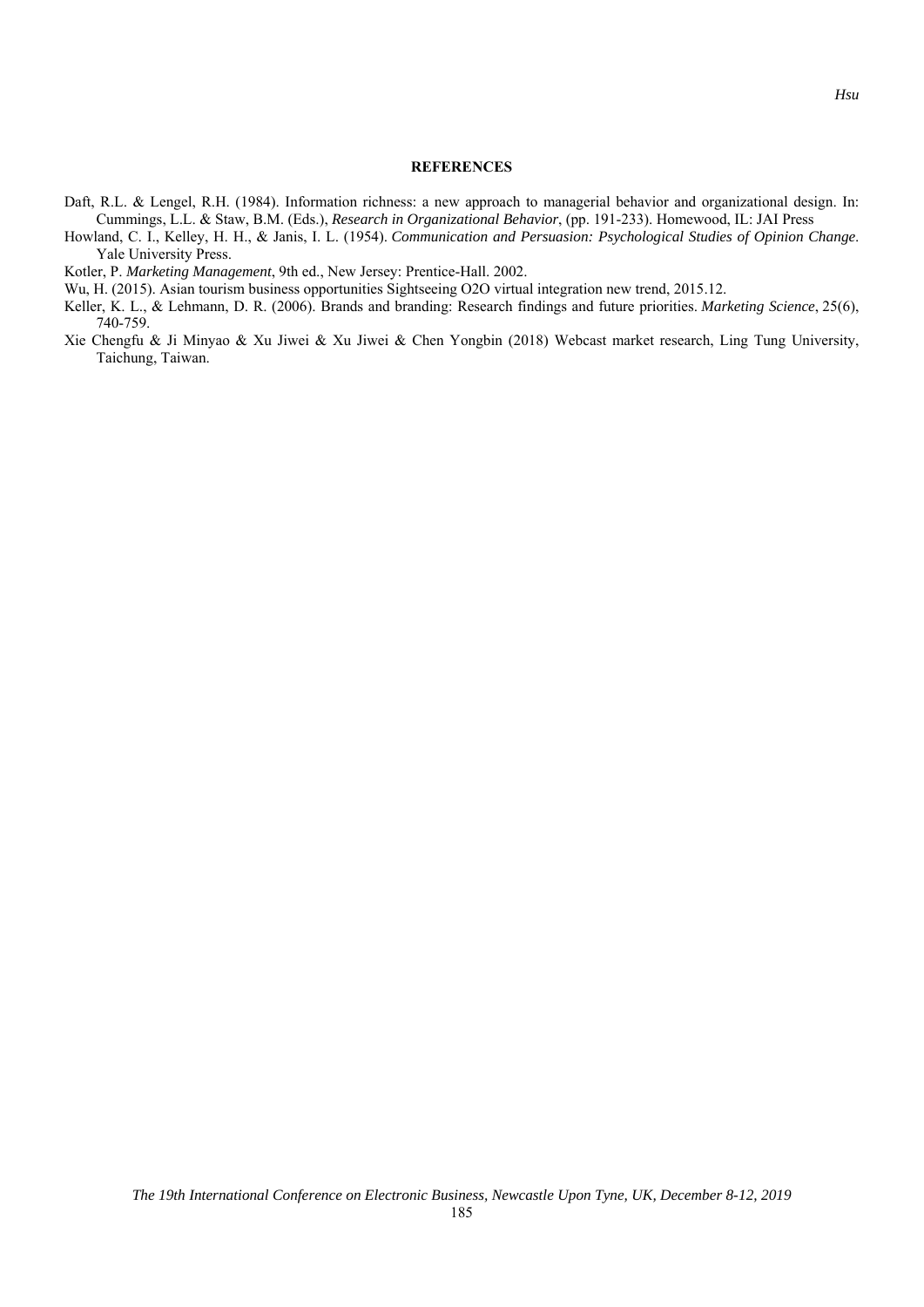## REFERENCES

Daft, R.L. & Lengel, R.H. (1984). Information richness: a new approach to managerial behavior and organizational design. In: Cummings, L.L. & Staw, B.M. (Eds.), *Research in Organizational Behavior*, (pp. 191-233). Homewood, IL: JAI Press

Howland, C. I., Kelley, H. H., & Janis, I. L. (1954). *Communication and Persuasion: Psychological Studies of Opinion Change*. Yale University Press.

Kotler, P. *Marketing Management*, 9th ed., New Jersey: Prentice-Hall. 2002.

Wu, H. (2015). Asian tourism business opportunities Sightseeing O2O virtual integration new trend, 2015.12.

Keller, K. L., & Lehmann, D. R. (2006). Brands and branding: Research findings and future priorities. *Marketing Science*, 25(6), 740-759.

Xie Chengfu & Ji Minyao & Xu Jiwei & Xu Jiwei & Chen Yongbin (2018) Webcast market research, Ling Tung University, Taichung, Taiwan.